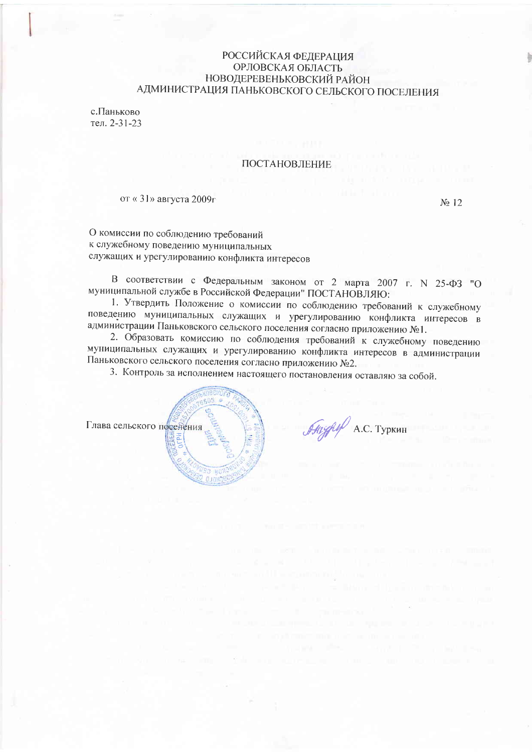РОССИЙСКАЯ ФЕДЕРАЦИЯ
ОРЛОВСКАЯ ОБЛАСТЬ
НОВОДЕРЕВЕНЬКОВСКИЙ РАЙОН
АДМИНИСТРАЦИЯ ПАНЬКОВСКОГО СЕЛЬСКОГО ПОСЕЛЕНИЯ

с.Паньково
тел. 2-31-23

# ПОСТАНОВЛЕНИЕ

от « 31» августа 2009г № 12

О комиссии по соблюдению требований
к служебному поведению муниципальных
служащих и урегулированию конфликта интересов

В соответствии с Федеральным законом от 2 марта 2007 г. N 25-ФЗ "О муниципальной службе в Российской Федерации" ПОСТАНОВЛЯЮ:

1. Утвердить Положение о комиссии по соблюдению требований к служебному поведению муниципальных служащих и урегулированию конфликта интересов в администрации Паньковского сельского поселения согласно приложению №1.
2. Образовать комиссию по соблюдения требований к служебному поведению муниципальных служащих и урегулированию конфликта интересов в администрации Паньковского сельского поселения согласно приложению №2.
3. Контроль за исполнением настоящего постановления оставляю за собой.

Глава сельского поселения А.С. Туркин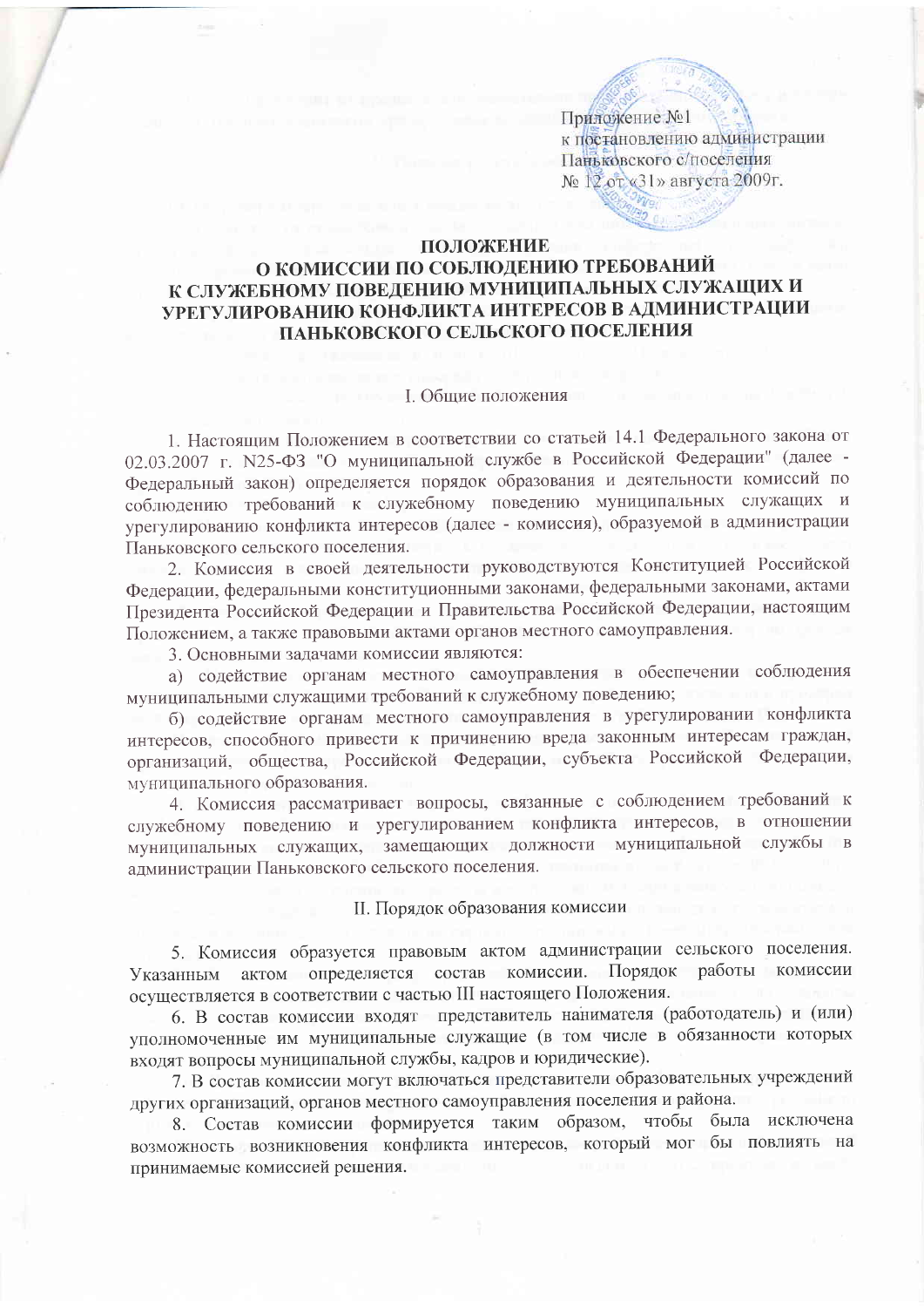Приложение №1
к постановлению администрации
Паньковского с/поселения
№ 12 от «31» августа 2009г.

# ПОЛОЖЕНИЕ
# О КОМИССИИ ПО СОБЛЮДЕНИЮ ТРЕБОВАНИЙ К СЛУЖЕБНОМУ ПОВЕДЕНИЮ МУНИЦИПАЛЬНЫХ СЛУЖАЩИХ И УРЕГУЛИРОВАНИЮ КОНФЛИКТА ИНТЕРЕСОВ В АДМИНИСТРАЦИИ ПАНЬКОВСКОГО СЕЛЬСКОГО ПОСЕЛЕНИЯ

## I. Общие положения

1. Настоящим Положением в соответствии со статьей 14.1 Федерального закона от 02.03.2007 г. N25-ФЗ "О муниципальной службе в Российской Федерации" (далее - Федеральный закон) определяется порядок образования и деятельности комиссий по соблюдению требований к служебному поведению муниципальных служащих и урегулированию конфликта интересов (далее - комиссия), образуемой в администрации Паньковского сельского поселения.

2. Комиссия в своей деятельности руководствуются Конституцией Российской Федерации, федеральными конституционными законами, федеральными законами, актами Президента Российской Федерации и Правительства Российской Федерации, настоящим Положением, а также правовыми актами органов местного самоуправления.

3. Основными задачами комиссии являются:

а) содействие органам местного самоуправления в обеспечении соблюдения муниципальными служащими требований к служебному поведению;

б) содействие органам местного самоуправления в урегулировании конфликта интересов, способного привести к причинению вреда законным интересам граждан, организаций, общества, Российской Федерации, субъекта Российской Федерации, муниципального образования.

4. Комиссия рассматривает вопросы, связанные с соблюдением требований к служебному поведению и урегулированием конфликта интересов, в отношении муниципальных служащих, замещающих должности муниципальной службы в администрации Паньковского сельского поселения.

## II. Порядок образования комиссии

5. Комиссия образуется правовым актом администрации сельского поселения. Указанным актом определяется состав комиссии. Порядок работы комиссии осуществляется в соответствии с частью III настоящего Положения.

6. В состав комиссии входят представитель нанимателя (работодатель) и (или) уполномоченные им муниципальные служащие (в том числе в обязанности которых входят вопросы муниципальной службы, кадров и юридические).

7. В состав комиссии могут включаться представители образовательных учреждений других организаций, органов местного самоуправления поселения и района.

8. Состав комиссии формируется таким образом, чтобы была исключена возможность возникновения конфликта интересов, который мог бы повлиять на принимаемые комиссией решения.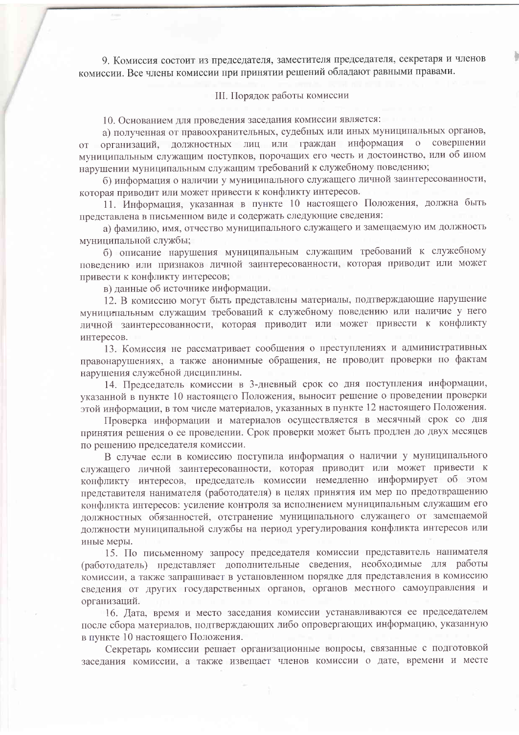9. Комиссия состоит из председателя, заместителя председателя, секретаря и членов комиссии. Все члены комиссии при принятии решений обладают равными правами.

## III. Порядок работы комиссии

10. Основанием для проведения заседания комиссии является:

а) полученная от правоохранительных, судебных или иных муниципальных органов, от организаций, должностных лиц или граждан информация о совершении муниципальным служащим поступков, порочащих его честь и достоинство, или об ином нарушении муниципальным служащим требований к служебному поведению;

б) информация о наличии у муниципального служащего личной заинтересованности, которая приводит или может привести к конфликту интересов.

11. Информация, указанная в пункте 10 настоящего Положения, должна быть представлена в письменном виде и содержать следующие сведения:

а) фамилию, имя, отчество муниципального служащего и замещаемую им должность муниципальной службы;

б) описание нарушения муниципальным служащим требований к служебному поведению или признаков личной заинтересованности, которая приводит или может привести к конфликту интересов;

в) данные об источнике информации.

12. В комиссию могут быть представлены материалы, подтверждающие нарушение муниципальным служащим требований к служебному поведению или наличие у него личной заинтересованности, которая приводит или может привести к конфликту интересов.

13. Комиссия не рассматривает сообщения о преступлениях и административных правонарушениях, а также анонимные обращения, не проводит проверки по фактам нарушения служебной дисциплины.

14. Председатель комиссии в 3-дневный срок со дня поступления информации, указанной в пункте 10 настоящего Положения, выносит решение о проведении проверки этой информации, в том числе материалов, указанных в пункте 12 настоящего Положения.

Проверка информации и материалов осуществляется в месячный срок со дня принятия решения о ее проведении. Срок проверки может быть продлен до двух месяцев по решению председателя комиссии.

В случае если в комиссию поступила информация о наличии у муниципального служащего личной заинтересованности, которая приводит или может привести к конфликту интересов, председатель комиссии немедленно информирует об этом представителя нанимателя (работодателя) в целях принятия им мер по предотвращению конфликта интересов: усиление контроля за исполнением муниципальным служащим его должностных обязанностей, отстранение муниципального служащего от замещаемой должности муниципальной службы на период урегулирования конфликта интересов или иные меры.

15. По письменному запросу председателя комиссии представитель нанимателя (работодатель) представляет дополнительные сведения, необходимые для работы комиссии, а также запрашивает в установленном порядке для представления в комиссию сведения от других государственных органов, органов местного самоуправления и организаций.

16. Дата, время и место заседания комиссии устанавливаются ее председателем после сбора материалов, подтверждающих либо опровергающих информацию, указанную в пункте 10 настоящего Положения.

Секретарь комиссии решает организационные вопросы, связанные с подготовкой заседания комиссии, а также извещает членов комиссии о дате, времени и месте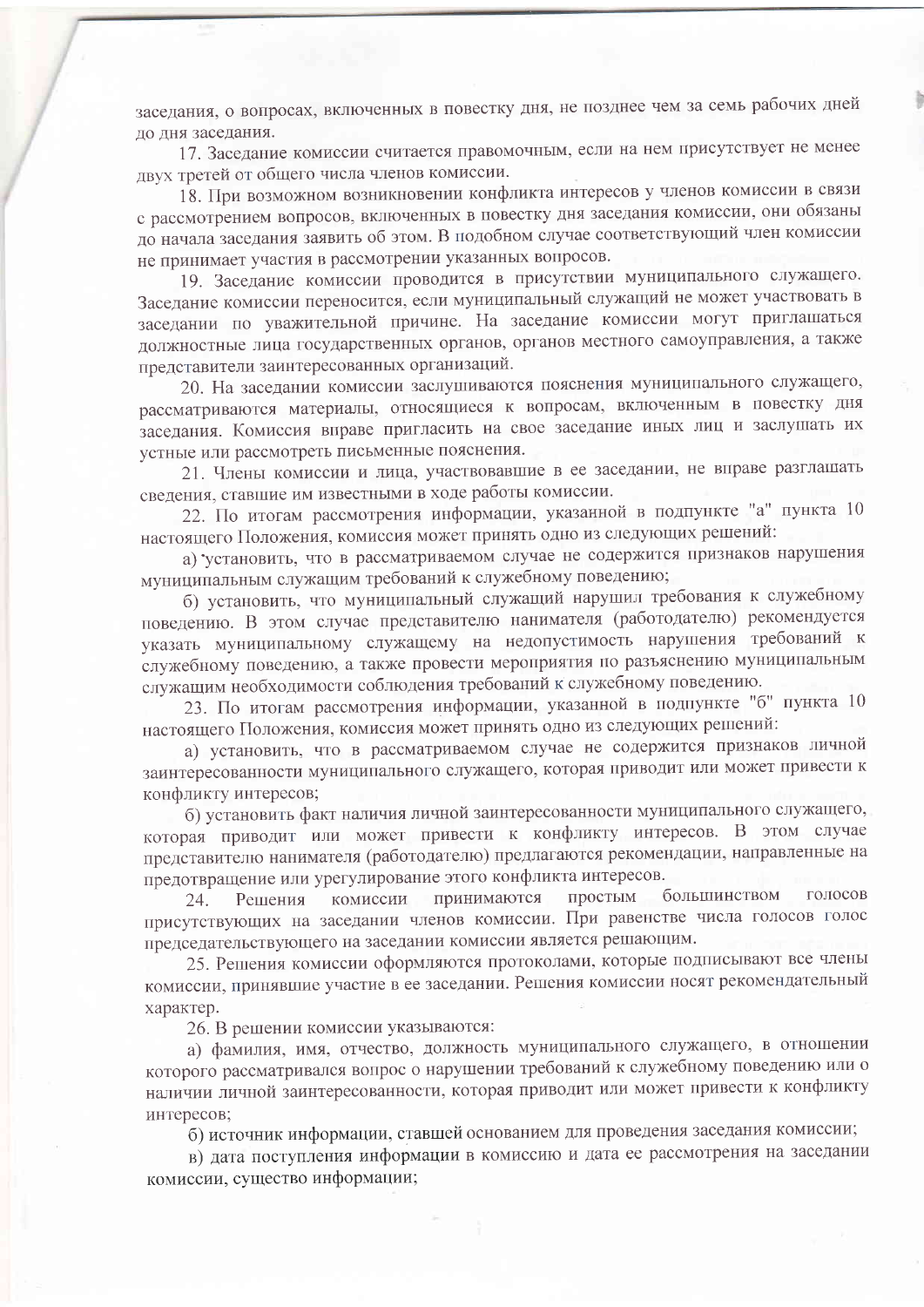заседания, о вопросах, включенных в повестку дня, не позднее чем за семь рабочих дней до дня заседания.

17. Заседание комиссии считается правомочным, если на нем присутствует не менее двух третей от общего числа членов комиссии.

18. При возможном возникновении конфликта интересов у членов комиссии в связи с рассмотрением вопросов, включенных в повестку дня заседания комиссии, они обязаны до начала заседания заявить об этом. В подобном случае соответствующий член комиссии не принимает участия в рассмотрении указанных вопросов.

19. Заседание комиссии проводится в присутствии муниципального служащего. Заседание комиссии переносится, если муниципальный служащий не может участвовать в заседании по уважительной причине. На заседание комиссии могут приглашаться должностные лица государственных органов, органов местного самоуправления, а также представители заинтересованных организаций.

20. На заседании комиссии заслушиваются пояснения муниципального служащего, рассматриваются материалы, относящиеся к вопросам, включенным в повестку дня заседания. Комиссия вправе пригласить на свое заседание иных лиц и заслушать их устные или рассмотреть письменные пояснения.

21. Члены комиссии и лица, участвовавшие в ее заседании, не вправе разглашать сведения, ставшие им известными в ходе работы комиссии.

22. По итогам рассмотрения информации, указанной в подпункте "а" пункта 10 настоящего Положения, комиссия может принять одно из следующих решений:

а) установить, что в рассматриваемом случае не содержится признаков нарушения муниципальным служащим требований к служебному поведению;

б) установить, что муниципальный служащий нарушил требования к служебному поведению. В этом случае представителю нанимателя (работодателю) рекомендуется указать муниципальному служащему на недопустимость нарушения требований к служебному поведению, а также провести мероприятия по разъяснению муниципальным служащим необходимости соблюдения требований к служебному поведению.

23. По итогам рассмотрения информации, указанной в подпункте "б" пункта 10 настоящего Положения, комиссия может принять одно из следующих решений:

а) установить, что в рассматриваемом случае не содержится признаков личной заинтересованности муниципального служащего, которая приводит или может привести к конфликту интересов;

б) установить факт наличия личной заинтересованности муниципального служащего, которая приводит или может привести к конфликту интересов. В этом случае представителю нанимателя (работодателю) предлагаются рекомендации, направленные на предотвращение или урегулирование этого конфликта интересов.

24. Решения комиссии принимаются простым большинством голосов присутствующих на заседании членов комиссии. При равенстве числа голосов голос председательствующего на заседании комиссии является решающим.

25. Решения комиссии оформляются протоколами, которые подписывают все члены комиссии, принявшие участие в ее заседании. Решения комиссии носят рекомендательный характер.

26. В решении комиссии указываются:

а) фамилия, имя, отчество, должность муниципального служащего, в отношении которого рассматривался вопрос о нарушении требований к служебному поведению или о наличии личной заинтересованности, которая приводит или может привести к конфликту интересов;

б) источник информации, ставшей основанием для проведения заседания комиссии;

в) дата поступления информации в комиссию и дата ее рассмотрения на заседании комиссии, существо информации;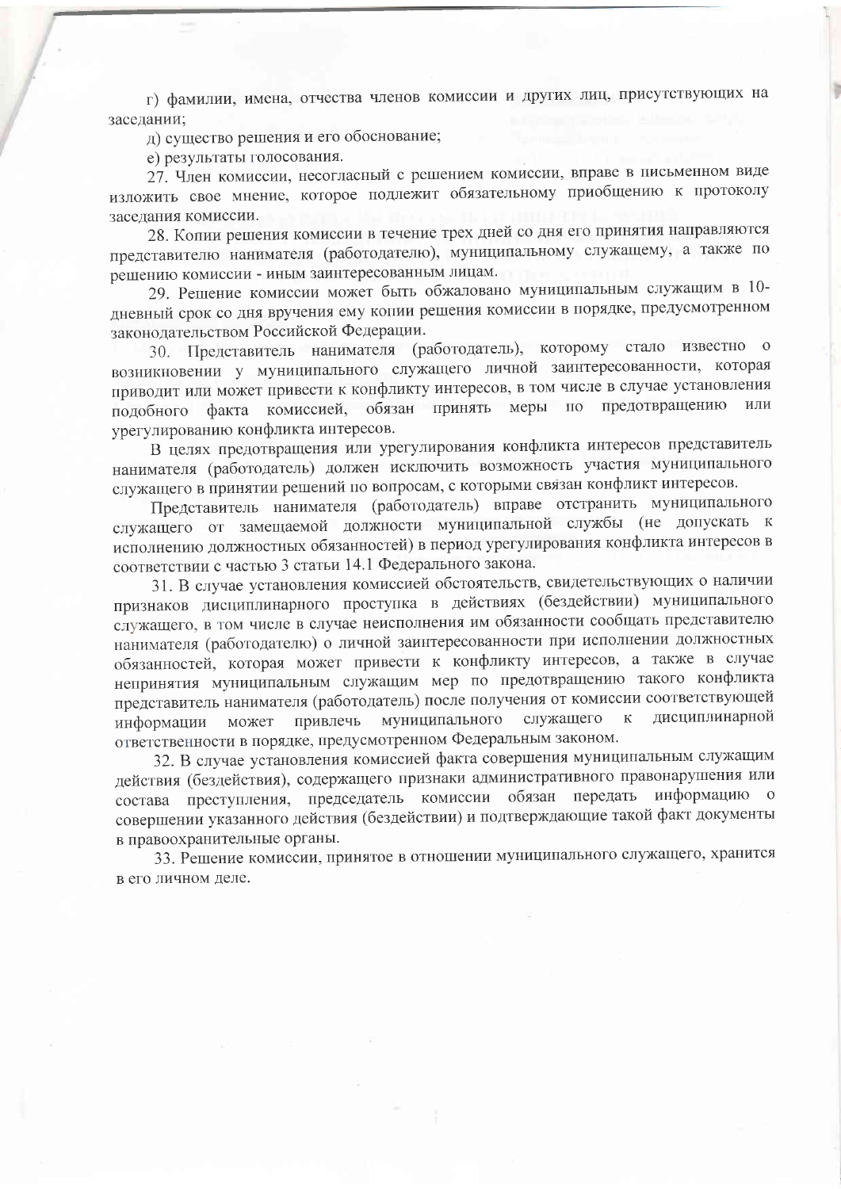г) фамилии, имена, отчества членов комиссии и других лиц, присутствующих на заседании;

д) существо решения и его обоснование;

е) результаты голосования.

27. Член комиссии, несогласный с решением комиссии, вправе в письменном виде изложить свое мнение, которое подлежит обязательному приобщению к протоколу заседания комиссии.

28. Копии решения комиссии в течение трех дней со дня его принятия направляются представителю нанимателя (работодателю), муниципальному служащему, а также по решению комиссии - иным заинтересованным лицам.

29. Решение комиссии может быть обжаловано муниципальным служащим в 10-дневный срок со дня вручения ему копии решения комиссии в порядке, предусмотренном законодательством Российской Федерации.

30. Представитель нанимателя (работодатель), которому стало известно о возникновении у муниципального служащего личной заинтересованности, которая приводит или может привести к конфликту интересов, в том числе в случае установления подобного факта комиссией, обязан принять меры по предотвращению или урегулированию конфликта интересов.

В целях предотвращения или урегулирования конфликта интересов представитель нанимателя (работодатель) должен исключить возможность участия муниципального служащего в принятии решений по вопросам, с которыми связан конфликт интересов.

Представитель нанимателя (работодатель) вправе отстранить муниципального служащего от замещаемой должности муниципальной службы (не допускать к исполнению должностных обязанностей) в период урегулирования конфликта интересов в соответствии с частью 3 статьи 14.1 Федерального закона.

31. В случае установления комиссией обстоятельств, свидетельствующих о наличии признаков дисциплинарного проступка в действиях (бездействии) муниципального служащего, в том числе в случае неисполнения им обязанности сообщать представителю нанимателя (работодателю) о личной заинтересованности при исполнении должностных обязанностей, которая может привести к конфликту интересов, а также в случае непринятия муниципальным служащим мер по предотвращению такого конфликта представитель нанимателя (работодатель) после получения от комиссии соответствующей информации может привлечь муниципального служащего к дисциплинарной ответственности в порядке, предусмотренном Федеральным законом.

32. В случае установления комиссией факта совершения муниципальным служащим действия (бездействия), содержащего признаки административного правонарушения или состава преступления, председатель комиссии обязан передать информацию о совершении указанного действия (бездействии) и подтверждающие такой факт документы в правоохранительные органы.

33. Решение комиссии, принятое в отношении муниципального служащего, хранится в его личном деле.